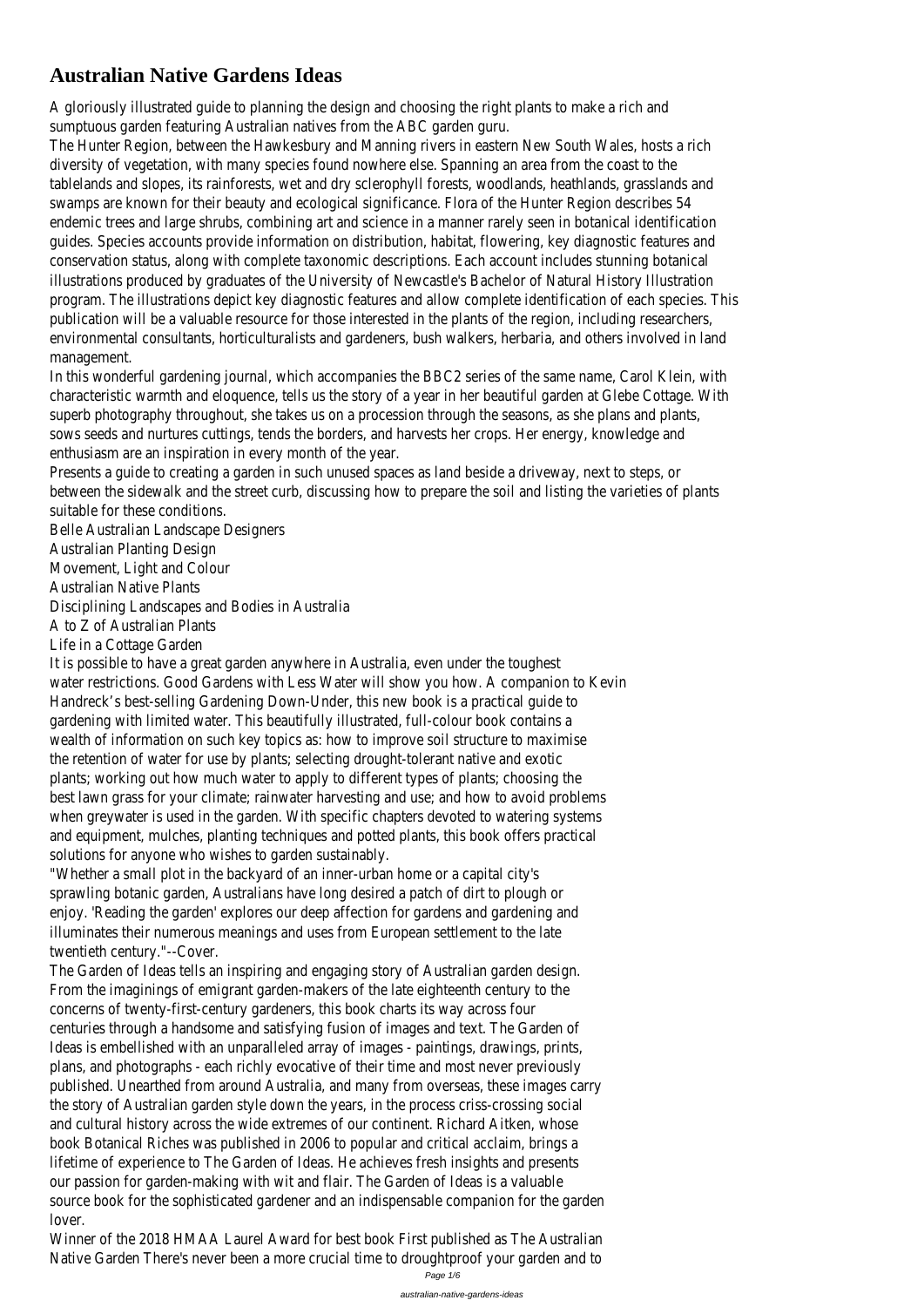# Australian Native Gardens Ideas

A gloriously illustrated guide to planning the design and choosing the right plants to make a rich and sumptuous garden featuring Australian natives from the ABC garden guru.

The Hunter Region, between the Hawkesbury and Manning rivers in eastern New South Wales, hosts a rich diversity of vegetation, with many species found nowhere else. Spanning an area from the coast to the tablelands and slopes, its rainforests, wet and dry sclerophyll forests, woodlands, heathlands, grasslands and swamps are known for their beauty and ecological significance. Flora of the Hunter Region describes 54 endemic trees and large shrubs, combining art and science in a manner rarely seen in botanical identification guides. Species accounts provide information on distribution, habitat, flowering, key diagnostic features and conservation status, along with complete taxonomic descriptions. Each account includes stunning botanical illustrations produced by graduates of the University of Newcastle's Bachelor of Natural History Illustration program. The illustrations depict key diagnostic features and allow complete identification of each species. This publication will be a valuable resource for those interested in the plants of the region, including researchers, environmental consultants, horticulturalists and gardeners, bush walkers, herbaria, and others involved in land management.

In this wonderful gardening journal, which accompanies the BBC2 series of the same name, Carol Klein, with characteristic warmth and eloquence, tells us the story of a year in her beautiful garden at Glebe Cottage. With superb photography throughout, she takes us on a procession through the seasons, as she plans and plants, sows seeds and nurtures cuttings, tends the borders, and harvests her crops. Her energy, knowledge and enthusiasm are an inspiration in every month of the year.

Presents a guide to creating a garden in such unused spaces as land beside a driveway, next to steps, or between the sidewalk and the street curb, discussing how to prepare the soil and listing the varieties of plants suitable for these conditions.

Belle Australian Landscape Designers

Australian Planting Design

Movement, Light and Colour

Australian Native Plants

Disciplining Landscapes and Bodies in Australia

A to Z of Australian Plants

Life in a Cottage Garden

It is possible to have a great garden anywhere in Australia, even under the toughest water restrictions. Good Gardens with Less Water will show you how. A companion to Kevin Handreck's best-selling Gardening Down-Under, this new book is a practical guide to gardening with limited water. This beautifully illustrated, full-colour book contains a wealth of information on such key topics as: how to improve soil structure to maximise the retention of water for use by plants; selecting drought-tolerant native and exotic plants; working out how much water to apply to different types of plants; choosing the best lawn grass for your climate; rainwater harvesting and use; and how to avoid problems when greywater is used in the garden. With specific chapters devoted to watering systems and equipment, mulches, planting techniques and potted plants, this book offers practical solutions for anyone who wishes to garden sustainably.

"Whether a small plot in the backyard of an inner-urban home or a capital city's sprawling botanic garden, Australians have long desired a patch of dirt to plough or enjoy. 'Reading the garden' explores our deep affection for gardens and gardening and illuminates their numerous meanings and uses from European settlement to the late twentieth century."--Cover.

The Garden of Ideas tells an inspiring and engaging story of Australian garden design. From the imaginings of emigrant garden-makers of the late eighteenth century to the concerns of twenty-first-century gardeners, this book charts its way across four centuries through a handsome and satisfying fusion of images and text. The Garden of Ideas is embellished with an unparalleled array of images - paintings, drawings, prints, plans, and photographs - each richly evocative of their time and most never previously published. Unearthed from around Australia, and many from overseas, these images carry the story of Australian garden style down the years, in the process criss-crossing social and cultural history across the wide extremes of our continent. Richard Aitken, whose book Botanical Riches was published in 2006 to popular and critical acclaim, brings a lifetime of experience to The Garden of Ideas. He achieves fresh insights and presents our passion for garden-making with wit and flair. The Garden of Ideas is a valuable source book for the sophisticated gardener and an indispensable companion for the garden lover.

Winner of the 2018 HMAA Laurel Award for best book First published as The Australian Native Garden There's never been a more crucial time to droughtproof your garden and to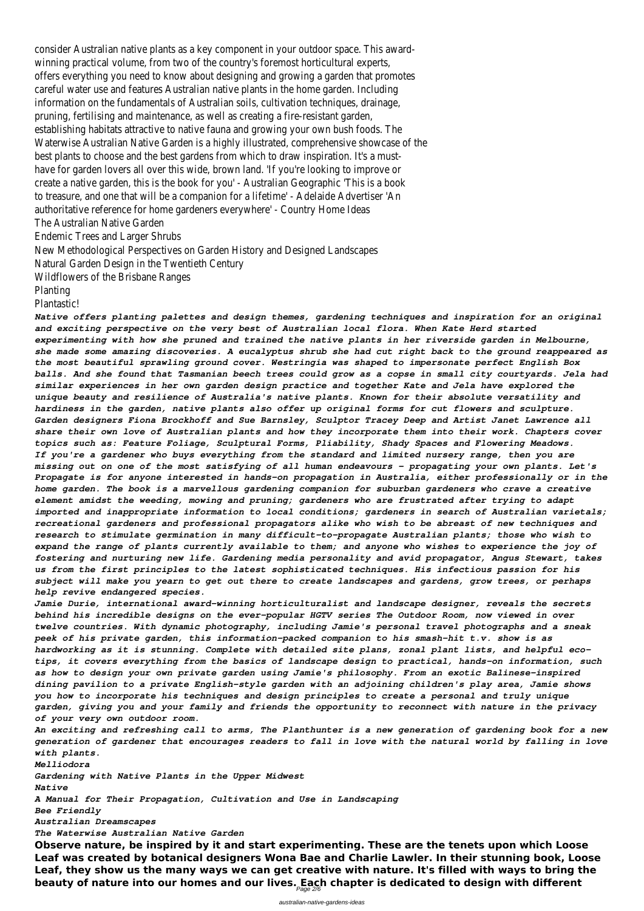consider Australian native plants as a key component in your outdoor space. This award-winning practical volume, from two of the country's foremost horticultural experts, offers everything you need to know about designing and growing a garden that promotes careful water use and features Australian native plants in the home garden. Including information on the fundamentals of Australian soils, cultivation techniques, drainage, pruning, fertilising and maintenance, as well as creating a fire-resistant garden, establishing habitats attractive to native fauna and growing your own bush foods. The Waterwise Australian Native Garden is a highly illustrated, comprehensive showcase of the best plants to choose and the best gardens from which to draw inspiration. It's a must-have for garden lovers all over this wide, brown land. 'If you're looking to improve or create a native garden, this is the book for you' - Australian Geographic 'This is a book to treasure, and one that will be a companion for a lifetime' - Adelaide Advertiser 'An authoritative reference for home gardeners everywhere' - Country Home Ideas

The Australian Native Garden

Endemic Trees and Larger Shrubs

New Methodological Perspectives on Garden History and Designed Landscapes

Natural Garden Design in the Twentieth Century

Wildflowers of the Brisbane Ranges

Planting

Plantastic!

***Native offers planting palettes and design themes, gardening techniques and inspiration for an original and exciting perspective on the very best of Australian local flora. When Kate Herd started experimenting with how she pruned and trained the native plants in her riverside garden in Melbourne, she made some amazing discoveries. A eucalyptus shrub she had cut right back to the ground reappeared as the most beautiful sprawling ground cover. Westringia was shaped to impersonate perfect English Box balls. And she found that Tasmanian beech trees could grow as a copse in small city courtyards. Jela had similar experiences in her own garden design practice and together Kate and Jela have explored the unique beauty and resilience of Australia's native plants. Known for their absolute versatility and hardiness in the garden, native plants also offer up original forms for cut flowers and sculpture. Garden designers Fiona Brockhoff and Sue Barnsley, Sculptor Tracey Deep and Artist Janet Lawrence all share their own love of Australian plants and how they incorporate them into their work. Chapters cover topics such as: Feature Foliage, Sculptural Forms, Pliability, Shady Spaces and Flowering Meadows.***

***If you're a gardener who buys everything from the standard and limited nursery range, then you are missing out on one of the most satisfying of all human endeavours - propagating your own plants. Let's Propagate is for anyone interested in hands-on propagation in Australia, either professionally or in the home garden. The book is a marvellous gardening companion for suburban gardeners who crave a creative element amidst the weeding, mowing and pruning; gardeners who are frustrated after trying to adapt imported and inappropriate information to local conditions; gardeners in search of Australian varietals; recreational gardeners and professional propagators alike who wish to be abreast of new techniques and research to stimulate germination in many difficult-to-propagate Australian plants; those who wish to expand the range of plants currently available to them; and anyone who wishes to experience the joy of fostering and nurturing new life. Gardening media personality and avid propagator, Angus Stewart, takes us from the first principles to the latest sophisticated techniques. His infectious passion for his subject will make you yearn to get out there to create landscapes and gardens, grow trees, or perhaps help revive endangered species.***

***Jamie Durie, international award-winning horticulturalist and landscape designer, reveals the secrets behind his incredible designs on the ever-popular HGTV series The Outdoor Room, now viewed in over twelve countries. With dynamic photography, including Jamie's personal travel photographs and a sneak peek of his private garden, this information-packed companion to his smash-hit t.v. show is as hardworking as it is stunning. Complete with detailed site plans, zonal plant lists, and helpful eco-tips, it covers everything from the basics of landscape design to practical, hands-on information, such as how to design your own private garden using Jamie's philosophy. From an exotic Balinese-inspired dining pavilion to a private English-style garden with an adjoining children's play area, Jamie shows you how to incorporate his techniques and design principles to create a personal and truly unique garden, giving you and your family and friends the opportunity to reconnect with nature in the privacy of your very own outdoor room.***

***An exciting and refreshing call to arms, The Planthunter is a new generation of gardening book for a new generation of gardener that encourages readers to fall in love with the natural world by falling in love with plants.***

*Melliodora*

*Gardening with Native Plants in the Upper Midwest*

*Native*

*A Manual for Their Propagation, Cultivation and Use in Landscaping*

*Bee Friendly*

*Australian Dreamscapes*

*The Waterwise Australian Native Garden*

**Observe nature, be inspired by it and start experimenting. These are the tenets upon which Loose Leaf was created by botanical designers Wona Bae and Charlie Lawler. In their stunning book, Loose Leaf, they show us the many ways we can get creative with nature. It's filled with ways to bring the beauty of nature into our homes and our lives. Each chapter is dedicated to design with different**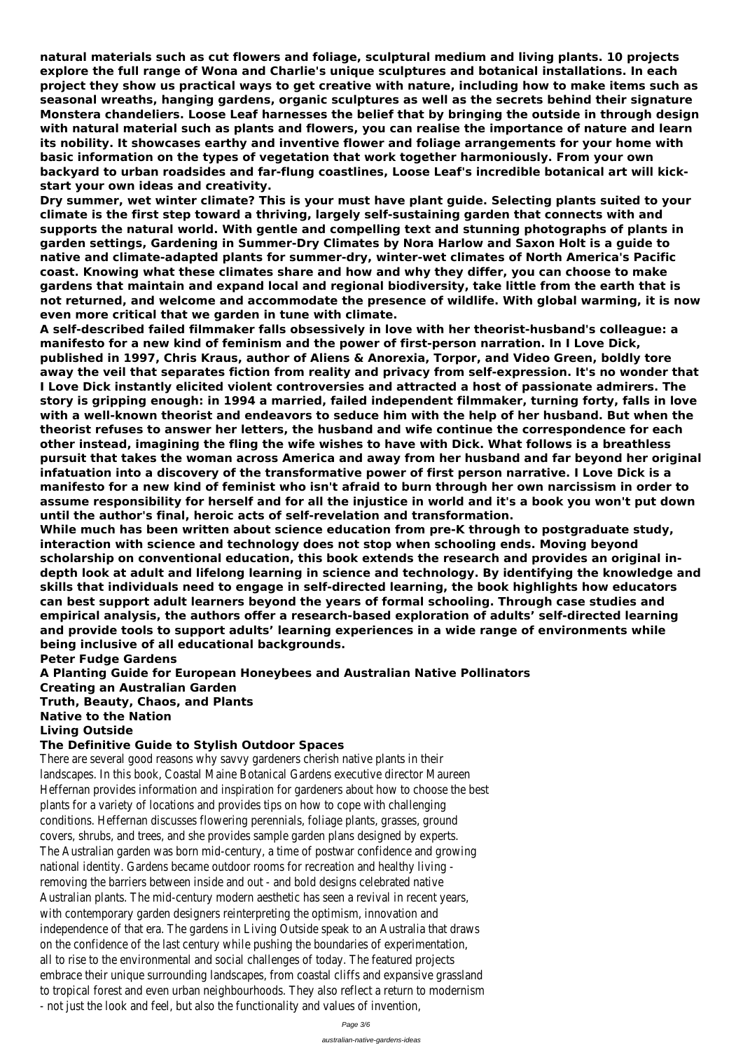**natural materials such as cut flowers and foliage, sculptural medium and living plants. 10 projects explore the full range of Wona and Charlie's unique sculptures and botanical installations. In each project they show us practical ways to get creative with nature, including how to make items such as seasonal wreaths, hanging gardens, organic sculptures as well as the secrets behind their signature Monstera chandeliers. Loose Leaf harnesses the belief that by bringing the outside in through design with natural material such as plants and flowers, you can realise the importance of nature and learn its nobility. It showcases earthy and inventive flower and foliage arrangements for your home with basic information on the types of vegetation that work together harmoniously. From your own backyard to urban roadsides and far-flung coastlines, Loose Leaf's incredible botanical art will kick-start your own ideas and creativity.**

**Dry summer, wet winter climate? This is your must have plant guide. Selecting plants suited to your climate is the first step toward a thriving, largely self-sustaining garden that connects with and supports the natural world. With gentle and compelling text and stunning photographs of plants in garden settings, Gardening in Summer-Dry Climates by Nora Harlow and Saxon Holt is a guide to native and climate-adapted plants for summer-dry, winter-wet climates of North America's Pacific coast. Knowing what these climates share and how and why they differ, you can choose to make gardens that maintain and expand local and regional biodiversity, take little from the earth that is not returned, and welcome and accommodate the presence of wildlife. With global warming, it is now even more critical that we garden in tune with climate.**

**A self-described failed filmmaker falls obsessively in love with her theorist-husband's colleague: a manifesto for a new kind of feminism and the power of first-person narration. In I Love Dick, published in 1997, Chris Kraus, author of Aliens & Anorexia, Torpor, and Video Green, boldly tore away the veil that separates fiction from reality and privacy from self-expression. It's no wonder that I Love Dick instantly elicited violent controversies and attracted a host of passionate admirers. The story is gripping enough: in 1994 a married, failed independent filmmaker, turning forty, falls in love with a well-known theorist and endeavors to seduce him with the help of her husband. But when the theorist refuses to answer her letters, the husband and wife continue the correspondence for each other instead, imagining the fling the wife wishes to have with Dick. What follows is a breathless pursuit that takes the woman across America and away from her husband and far beyond her original infatuation into a discovery of the transformative power of first person narrative. I Love Dick is a manifesto for a new kind of feminist who isn't afraid to burn through her own narcissism in order to assume responsibility for herself and for all the injustice in world and it's a book you won't put down until the author's final, heroic acts of self-revelation and transformation.**

**While much has been written about science education from pre-K through to postgraduate study, interaction with science and technology does not stop when schooling ends. Moving beyond scholarship on conventional education, this book extends the research and provides an original in-depth look at adult and lifelong learning in science and technology. By identifying the knowledge and skills that individuals need to engage in self-directed learning, the book highlights how educators can best support adult learners beyond the years of formal schooling. Through case studies and empirical analysis, the authors offer a research-based exploration of adults' self-directed learning and provide tools to support adults' learning experiences in a wide range of environments while being inclusive of all educational backgrounds.**

**Peter Fudge Gardens**
**A Planting Guide for European Honeybees and Australian Native Pollinators**
**Creating an Australian Garden**
**Truth, Beauty, Chaos, and Plants**
**Native to the Nation**
**Living Outside**
**The Definitive Guide to Stylish Outdoor Spaces**

There are several good reasons why savvy gardeners cherish native plants in their landscapes. In this book, Coastal Maine Botanical Gardens executive director Maureen Heffernan provides information and inspiration for gardeners about how to choose the best plants for a variety of locations and provides tips on how to cope with challenging conditions. Heffernan discusses flowering perennials, foliage plants, grasses, ground covers, shrubs, and trees, and she provides sample garden plans designed by experts.

The Australian garden was born mid-century, a time of postwar confidence and growing national identity. Gardens became outdoor rooms for recreation and healthy living - removing the barriers between inside and out - and bold designs celebrated native Australian plants. The mid-century modern aesthetic has seen a revival in recent years, with contemporary garden designers reinterpreting the optimism, innovation and independence of that era. The gardens in Living Outside speak to an Australia that draws on the confidence of the last century while pushing the boundaries of experimentation, all to rise to the environmental and social challenges of today. The featured projects embrace their unique surrounding landscapes, from coastal cliffs and expansive grassland to tropical forest and even urban neighbourhoods. They also reflect a return to modernism - not just the look and feel, but also the functionality and values of invention,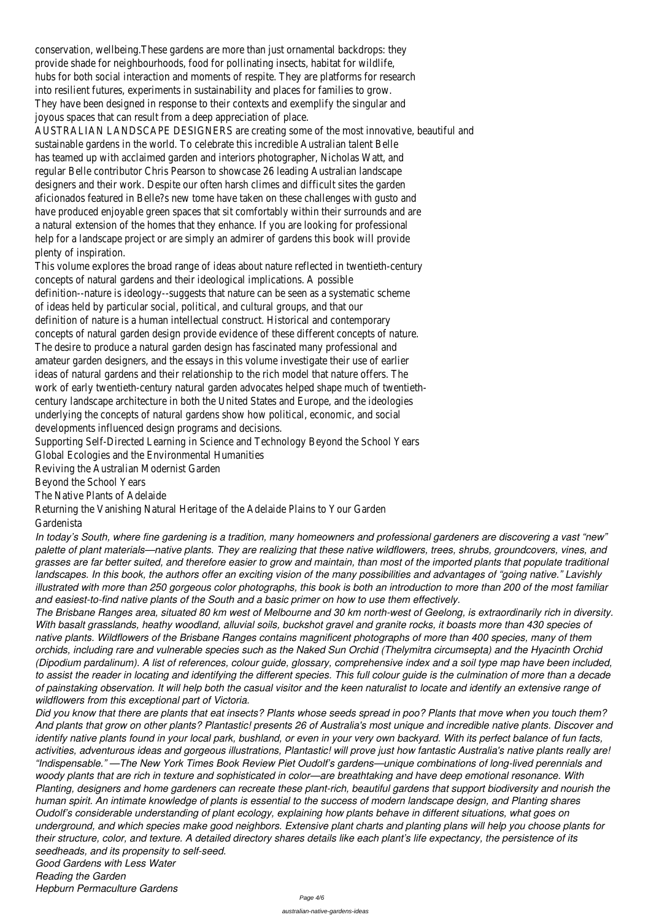conservation, wellbeing.These gardens are more than just ornamental backdrops: they provide shade for neighbourhoods, food for pollinating insects, habitat for wildlife, hubs for both social interaction and moments of respite. They are platforms for research into resilient futures, experiments in sustainability and places for families to grow. They have been designed in response to their contexts and exemplify the singular and joyous spaces that can result from a deep appreciation of place.

AUSTRALIAN LANDSCAPE DESIGNERS are creating some of the most innovative, beautiful and sustainable gardens in the world. To celebrate this incredible Australian talent Belle has teamed up with acclaimed garden and interiors photographer, Nicholas Watt, and regular Belle contributor Chris Pearson to showcase 26 leading Australian landscape designers and their work. Despite our often harsh climes and difficult sites the garden aficionados featured in Belle?s new tome have taken on these challenges with gusto and have produced enjoyable green spaces that sit comfortably within their surrounds and are a natural extension of the homes that they enhance. If you are looking for professional help for a landscape project or are simply an admirer of gardens this book will provide plenty of inspiration.

This volume explores the broad range of ideas about nature reflected in twentieth-century concepts of natural gardens and their ideological implications. A possible definition--nature is ideology--suggests that nature can be seen as a systematic scheme of ideas held by particular social, political, and cultural groups, and that our definition of nature is a human intellectual construct. Historical and contemporary concepts of natural garden design provide evidence of these different concepts of nature. The desire to produce a natural garden design has fascinated many professional and amateur garden designers, and the essays in this volume investigate their use of earlier ideas of natural gardens and their relationship to the rich model that nature offers. The work of early twentieth-century natural garden advocates helped shape much of twentieth-century landscape architecture in both the United States and Europe, and the ideologies underlying the concepts of natural gardens show how political, economic, and social developments influenced design programs and decisions.

Supporting Self-Directed Learning in Science and Technology Beyond the School Years
Global Ecologies and the Environmental Humanities
Reviving the Australian Modernist Garden
Beyond the School Years
The Native Plants of Adelaide
Returning the Vanishing Natural Heritage of the Adelaide Plains to Your Garden
Gardenista

*In today's South, where fine gardening is a tradition, many homeowners and professional gardeners are discovering a vast "new" palette of plant materials—native plants. They are realizing that these native wildflowers, trees, shrubs, groundcovers, vines, and grasses are far better suited, and therefore easier to grow and maintain, than most of the imported plants that populate traditional landscapes. In this book, the authors offer an exciting vision of the many possibilities and advantages of "going native." Lavishly illustrated with more than 250 gorgeous color photographs, this book is both an introduction to more than 200 of the most familiar and easiest-to-find native plants of the South and a basic primer on how to use them effectively.*

*The Brisbane Ranges area, situated 80 km west of Melbourne and 30 km north-west of Geelong, is extraordinarily rich in diversity. With basalt grasslands, heathy woodland, alluvial soils, buckshot gravel and granite rocks, it boasts more than 430 species of native plants. Wildflowers of the Brisbane Ranges contains magnificent photographs of more than 400 species, many of them orchids, including rare and vulnerable species such as the Naked Sun Orchid (Thelymitra circumsepta) and the Hyacinth Orchid (Dipodium pardalinum). A list of references, colour guide, glossary, comprehensive index and a soil type map have been included, to assist the reader in locating and identifying the different species. This full colour guide is the culmination of more than a decade of painstaking observation. It will help both the casual visitor and the keen naturalist to locate and identify an extensive range of wildflowers from this exceptional part of Victoria.*

*Did you know that there are plants that eat insects? Plants whose seeds spread in poo? Plants that move when you touch them? And plants that grow on other plants? Plantastic! presents 26 of Australia's most unique and incredible native plants. Discover and identify native plants found in your local park, bushland, or even in your very own backyard. With its perfect balance of fun facts, activities, adventurous ideas and gorgeous illustrations, Plantastic! will prove just how fantastic Australia's native plants really are!* *"Indispensable." —The New York Times Book Review Piet Oudolf's gardens—unique combinations of long-lived perennials and woody plants that are rich in texture and sophisticated in color—are breathtaking and have deep emotional resonance. With Planting, designers and home gardeners can recreate these plant-rich, beautiful gardens that support biodiversity and nourish the human spirit. An intimate knowledge of plants is essential to the success of modern landscape design, and Planting shares Oudolf's considerable understanding of plant ecology, explaining how plants behave in different situations, what goes on underground, and which species make good neighbors. Extensive plant charts and planting plans will help you choose plants for their structure, color, and texture. A detailed directory shares details like each plant's life expectancy, the persistence of its seedheads, and its propensity to self-seed.*

*Good Gardens with Less Water*
*Reading the Garden*
*Hepburn Permaculture Gardens*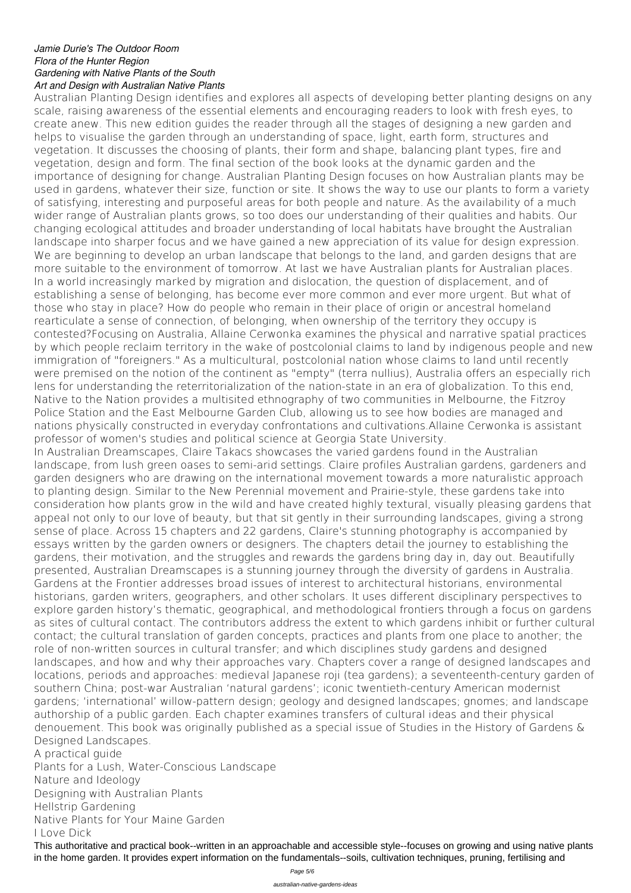*Jamie Durie's The Outdoor Room*
*Flora of the Hunter Region*
*Gardening with Native Plants of the South*
*Art and Design with Australian Native Plants*

Australian Planting Design identifies and explores all aspects of developing better planting designs on any scale, raising awareness of the essential elements and encouraging readers to look with fresh eyes, to create anew. This new edition guides the reader through all the stages of designing a new garden and helps to visualise the garden through an understanding of space, light, earth form, structures and vegetation. It discusses the choosing of plants, their form and shape, balancing plant types, fire and vegetation, design and form. The final section of the book looks at the dynamic garden and the importance of designing for change. Australian Planting Design focuses on how Australian plants may be used in gardens, whatever their size, function or site. It shows the way to use our plants to form a variety of satisfying, interesting and purposeful areas for both people and nature. As the availability of a much wider range of Australian plants grows, so too does our understanding of their qualities and habits. Our changing ecological attitudes and broader understanding of local habitats have brought the Australian landscape into sharper focus and we have gained a new appreciation of its value for design expression. We are beginning to develop an urban landscape that belongs to the land, and garden designs that are more suitable to the environment of tomorrow. At last we have Australian plants for Australian places.

In a world increasingly marked by migration and dislocation, the question of displacement, and of establishing a sense of belonging, has become ever more common and ever more urgent. But what of those who stay in place? How do people who remain in their place of origin or ancestral homeland rearticulate a sense of connection, of belonging, when ownership of the territory they occupy is contested?Focusing on Australia, Allaine Cerwonka examines the physical and narrative spatial practices by which people reclaim territory in the wake of postcolonial claims to land by indigenous people and new immigration of "foreigners." As a multicultural, postcolonial nation whose claims to land until recently were premised on the notion of the continent as "empty" (terra nullius), Australia offers an especially rich lens for understanding the reterritorialization of the nation-state in an era of globalization. To this end, Native to the Nation provides a multisited ethnography of two communities in Melbourne, the Fitzroy Police Station and the East Melbourne Garden Club, allowing us to see how bodies are managed and nations physically constructed in everyday confrontations and cultivations.Allaine Cerwonka is assistant professor of women's studies and political science at Georgia State University.

In Australian Dreamscapes, Claire Takacs showcases the varied gardens found in the Australian landscape, from lush green oases to semi-arid settings. Claire profiles Australian gardens, gardeners and garden designers who are drawing on the international movement towards a more naturalistic approach to planting design. Similar to the New Perennial movement and Prairie-style, these gardens take into consideration how plants grow in the wild and have created highly textural, visually pleasing gardens that appeal not only to our love of beauty, but that sit gently in their surrounding landscapes, giving a strong sense of place. Across 15 chapters and 22 gardens, Claire's stunning photography is accompanied by essays written by the garden owners or designers. The chapters detail the journey to establishing the gardens, their motivation, and the struggles and rewards the gardens bring day in, day out. Beautifully presented, Australian Dreamscapes is a stunning journey through the diversity of gardens in Australia.

Gardens at the Frontier addresses broad issues of interest to architectural historians, environmental historians, garden writers, geographers, and other scholars. It uses different disciplinary perspectives to explore garden history's thematic, geographical, and methodological frontiers through a focus on gardens as sites of cultural contact. The contributors address the extent to which gardens inhibit or further cultural contact; the cultural translation of garden concepts, practices and plants from one place to another; the role of non-written sources in cultural transfer; and which disciplines study gardens and designed landscapes, and how and why their approaches vary. Chapters cover a range of designed landscapes and locations, periods and approaches: medieval Japanese roji (tea gardens); a seventeenth-century garden of southern China; post-war Australian 'natural gardens'; iconic twentieth-century American modernist gardens; 'international' willow-pattern design; geology and designed landscapes; gnomes; and landscape authorship of a public garden. Each chapter examines transfers of cultural ideas and their physical denouement. This book was originally published as a special issue of Studies in the History of Gardens & Designed Landscapes.

A practical guide
Plants for a Lush, Water-Conscious Landscape
Nature and Ideology
Designing with Australian Plants
Hellstrip Gardening
Native Plants for Your Maine Garden
I Love Dick

This authoritative and practical book--written in an approachable and accessible style--focuses on growing and using native plants in the home garden. It provides expert information on the fundamentals--soils, cultivation techniques, pruning, fertilising and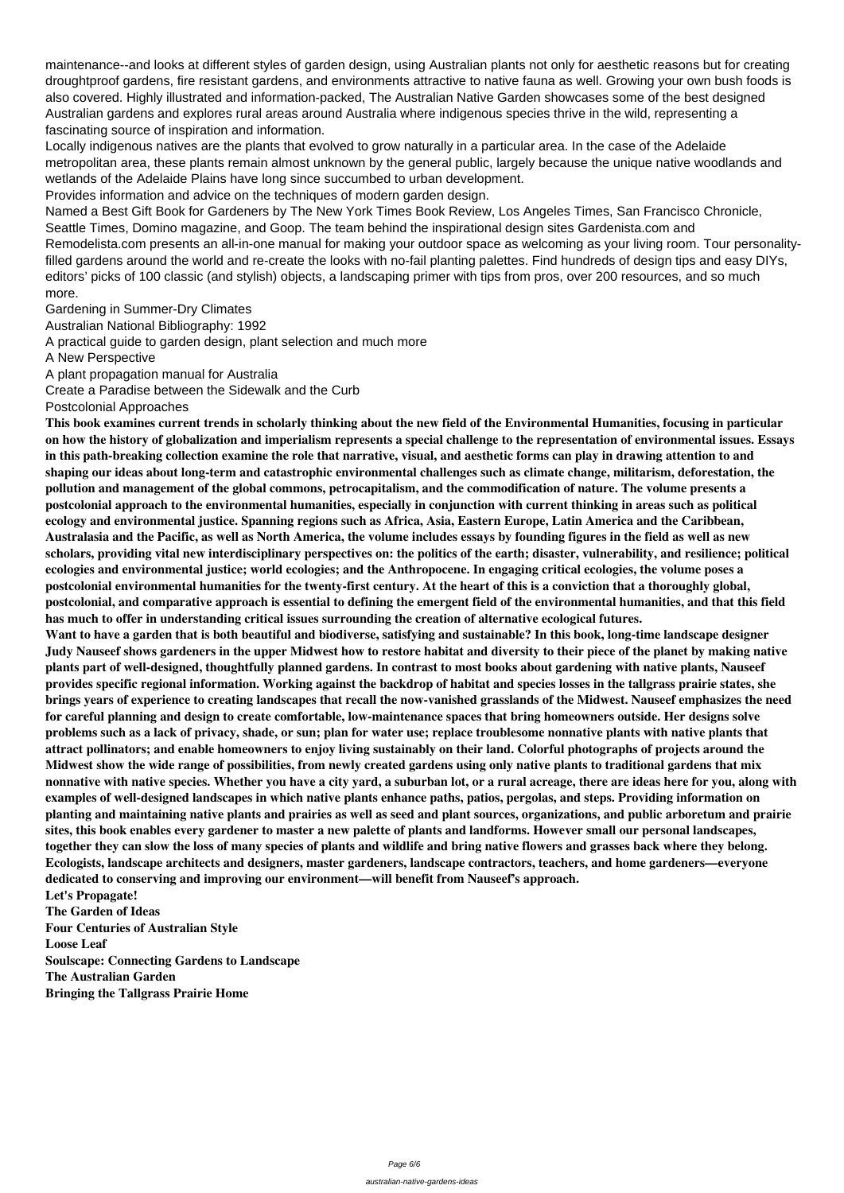maintenance--and looks at different styles of garden design, using Australian plants not only for aesthetic reasons but for creating droughtproof gardens, fire resistant gardens, and environments attractive to native fauna as well. Growing your own bush foods is also covered. Highly illustrated and information-packed, The Australian Native Garden showcases some of the best designed Australian gardens and explores rural areas around Australia where indigenous species thrive in the wild, representing a fascinating source of inspiration and information.

Locally indigenous natives are the plants that evolved to grow naturally in a particular area. In the case of the Adelaide metropolitan area, these plants remain almost unknown by the general public, largely because the unique native woodlands and wetlands of the Adelaide Plains have long since succumbed to urban development.

Provides information and advice on the techniques of modern garden design.

Named a Best Gift Book for Gardeners by The New York Times Book Review, Los Angeles Times, San Francisco Chronicle, Seattle Times, Domino magazine, and Goop. The team behind the inspirational design sites Gardenista.com and Remodelista.com presents an all-in-one manual for making your outdoor space as welcoming as your living room. Tour personality-filled gardens around the world and re-create the looks with no-fail planting palettes. Find hundreds of design tips and easy DIYs, editors' picks of 100 classic (and stylish) objects, a landscaping primer with tips from pros, over 200 resources, and so much more.

Gardening in Summer-Dry Climates

Australian National Bibliography: 1992

A practical guide to garden design, plant selection and much more

A New Perspective

A plant propagation manual for Australia

Create a Paradise between the Sidewalk and the Curb

Postcolonial Approaches

**This book examines current trends in scholarly thinking about the new field of the Environmental Humanities, focusing in particular on how the history of globalization and imperialism represents a special challenge to the representation of environmental issues. Essays in this path-breaking collection examine the role that narrative, visual, and aesthetic forms can play in drawing attention to and shaping our ideas about long-term and catastrophic environmental challenges such as climate change, militarism, deforestation, the pollution and management of the global commons, petrocapitalism, and the commodification of nature. The volume presents a postcolonial approach to the environmental humanities, especially in conjunction with current thinking in areas such as political ecology and environmental justice. Spanning regions such as Africa, Asia, Eastern Europe, Latin America and the Caribbean, Australasia and the Pacific, as well as North America, the volume includes essays by founding figures in the field as well as new scholars, providing vital new interdisciplinary perspectives on: the politics of the earth; disaster, vulnerability, and resilience; political ecologies and environmental justice; world ecologies; and the Anthropocene. In engaging critical ecologies, the volume poses a postcolonial environmental humanities for the twenty-first century. At the heart of this is a conviction that a thoroughly global, postcolonial, and comparative approach is essential to defining the emergent field of the environmental humanities, and that this field has much to offer in understanding critical issues surrounding the creation of alternative ecological futures.**

**Want to have a garden that is both beautiful and biodiverse, satisfying and sustainable? In this book, long-time landscape designer Judy Nauseef shows gardeners in the upper Midwest how to restore habitat and diversity to their piece of the planet by making native plants part of well-designed, thoughtfully planned gardens. In contrast to most books about gardening with native plants, Nauseef provides specific regional information. Working against the backdrop of habitat and species losses in the tallgrass prairie states, she brings years of experience to creating landscapes that recall the now-vanished grasslands of the Midwest. Nauseef emphasizes the need for careful planning and design to create comfortable, low-maintenance spaces that bring homeowners outside. Her designs solve problems such as a lack of privacy, shade, or sun; plan for water use; replace troublesome nonnative plants with native plants that attract pollinators; and enable homeowners to enjoy living sustainably on their land. Colorful photographs of projects around the Midwest show the wide range of possibilities, from newly created gardens using only native plants to traditional gardens that mix nonnative with native species. Whether you have a city yard, a suburban lot, or a rural acreage, there are ideas here for you, along with examples of well-designed landscapes in which native plants enhance paths, patios, pergolas, and steps. Providing information on planting and maintaining native plants and prairies as well as seed and plant sources, organizations, and public arboretum and prairie sites, this book enables every gardener to master a new palette of plants and landforms. However small our personal landscapes, together they can slow the loss of many species of plants and wildlife and bring native flowers and grasses back where they belong. Ecologists, landscape architects and designers, master gardeners, landscape contractors, teachers, and home gardeners—everyone dedicated to conserving and improving our environment—will benefit from Nauseef's approach.**

**Let's Propagate!**

**The Garden of Ideas**

**Four Centuries of Australian Style**

**Loose Leaf**

**Soulscape: Connecting Gardens to Landscape**

**The Australian Garden**

**Bringing the Tallgrass Prairie Home**